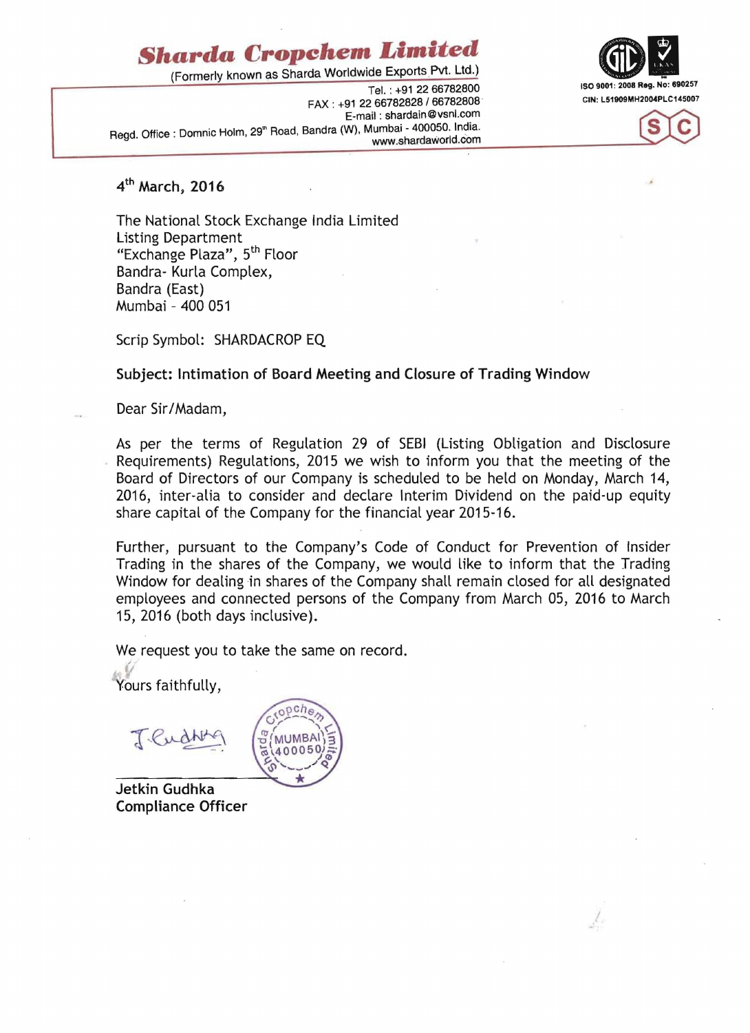# Sharda Cropchem Limited

(Formerly known as Sharda Worldwide Exports Pvt. Ltd.)

Tel. : +91 22 66782800
FAX : +91 22 66782828 / 66782808
E-mail : shardain@vsnl.com
Regd. Office : Domnic Holm, 29th Road, Bandra (W), Mumbai - 400050. India.
www.shardaworld.com

ISO 9001: 2008 Reg. No: 690257
CIN: L51909MH2004PLC145007

4th March, 2016

The National Stock Exchange India Limited
Listing Department
"Exchange Plaza", 5th Floor
Bandra- Kurla Complex,
Bandra (East)
Mumbai - 400 051

Scrip Symbol: SHARDACROP EQ

**Subject: Intimation of Board Meeting and Closure of Trading Window**

Dear Sir/Madam,

As per the terms of Regulation 29 of SEBI (Listing Obligation and Disclosure Requirements) Regulations, 2015 we wish to inform you that the meeting of the Board of Directors of our Company is scheduled to be held on Monday, March 14, 2016, inter-alia to consider and declare Interim Dividend on the paid-up equity share capital of the Company for the financial year 2015-16.

Further, pursuant to the Company's Code of Conduct for Prevention of Insider Trading in the shares of the Company, we would like to inform that the Trading Window for dealing in shares of the Company shall remain closed for all designated employees and connected persons of the Company from March 05, 2016 to March 15, 2016 (both days inclusive).

We request you to take the same on record.

Yours faithfully,

**Jetkin Gudhka**
**Compliance Officer**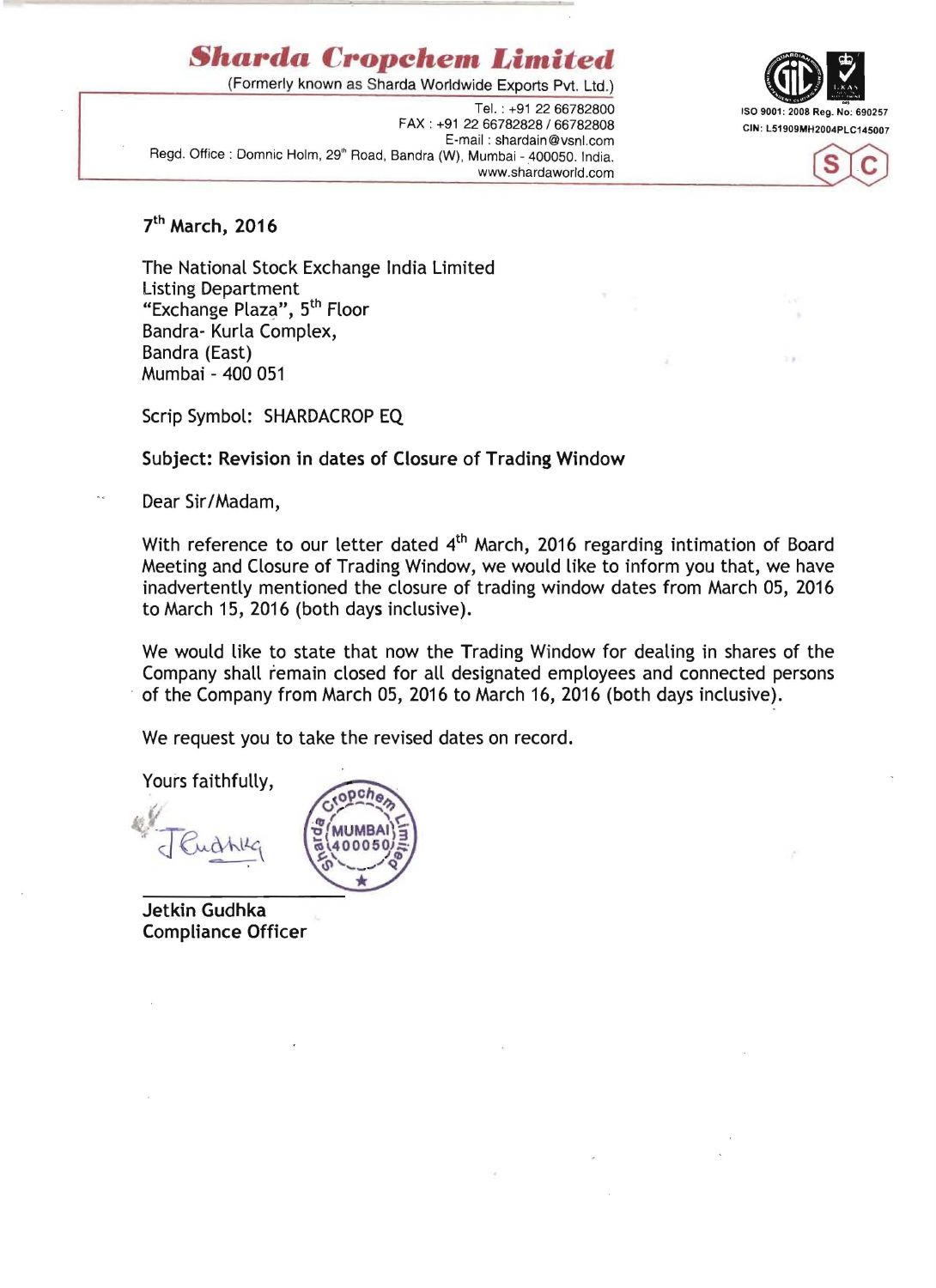# Sharda Cropchem Limited

(Formerly known as Sharda Worldwide Exports Pvt. Ltd.)

Tel. : +91 22 66782800
FAX : +91 22 66782828 / 66782808
E-mail : shardain@vsnl.com
Regd. Office : Domnic Holm, 29th Road, Bandra (W), Mumbai - 400050. India.
www.shardaworld.com

ISO 9001: 2008 Reg. No: 690257
CIN: L51909MH2004PLC145007

**7th March, 2016**

The National Stock Exchange India Limited
Listing Department
"Exchange Plaza", 5th Floor
Bandra- Kurla Complex,
Bandra (East)
Mumbai - 400 051

Scrip Symbol: SHARDACROP EQ

**Subject: Revision in dates of Closure of Trading Window**

Dear Sir/Madam,

With reference to our letter dated 4th March, 2016 regarding intimation of Board Meeting and Closure of Trading Window, we would like to inform you that, we have inadvertently mentioned the closure of trading window dates from March 05, 2016 to March 15, 2016 (both days inclusive).

We would like to state that now the Trading Window for dealing in shares of the Company shall remain closed for all designated employees and connected persons of the Company from March 05, 2016 to March 16, 2016 (both days inclusive).

We request you to take the revised dates on record.

Yours faithfully,

**Jetkin Gudhka**
**Compliance Officer**